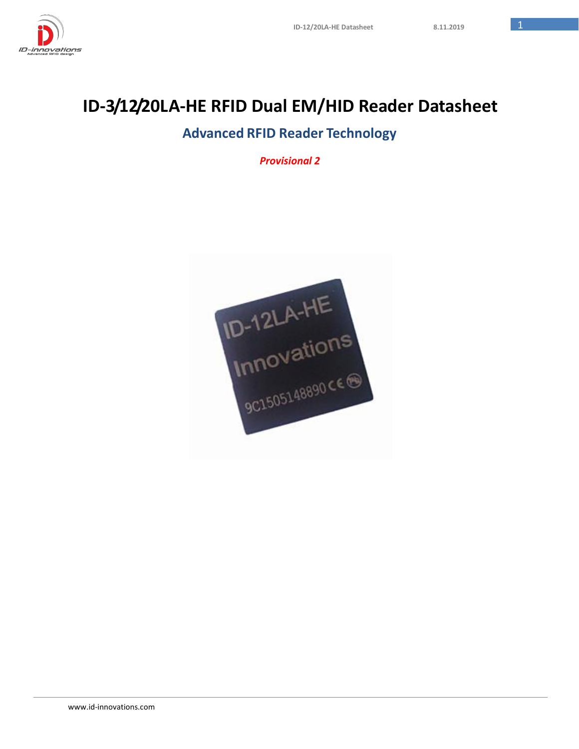# ID-3/12/20LA-HE RFID Dual EM/HID Reader Datasheet

## Advanced RFID Reader Technology

***Provisional 2***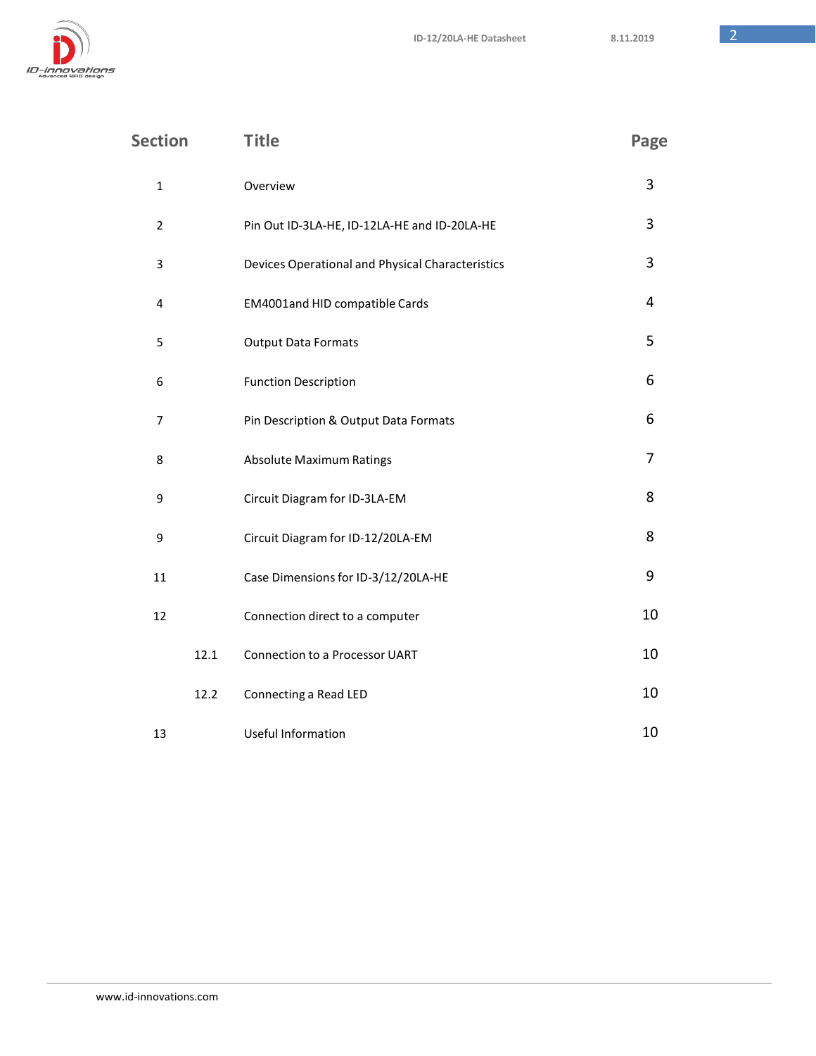| Section | | Title | Page |
|---|---|---|---|
| 1 | | Overview | 3 |
| 2 | | Pin Out ID-3LA-HE, ID-12LA-HE and ID-20LA-HE | 3 |
| 3 | | Devices Operational and Physical Characteristics | 3 |
| 4 | | EM4001and HID compatible Cards | 4 |
| 5 | | Output Data Formats | 5 |
| 6 | | Function Description | 6 |
| 7 | | Pin Description & Output Data Formats | 6 |
| 8 | | Absolute Maximum Ratings | 7 |
| 9 | | Circuit Diagram for ID-3LA-EM | 8 |
| 9 | | Circuit Diagram for ID-12/20LA-EM | 8 |
| 11 | | Case Dimensions for ID-3/12/20LA-HE | 9 |
| 12 | | Connection direct to a computer | 10 |
| | 12.1 | Connection to a Processor UART | 10 |
| | 12.2 | Connecting a Read LED | 10 |
| 13 | | Useful Information | 10 |

www.id-innovations.com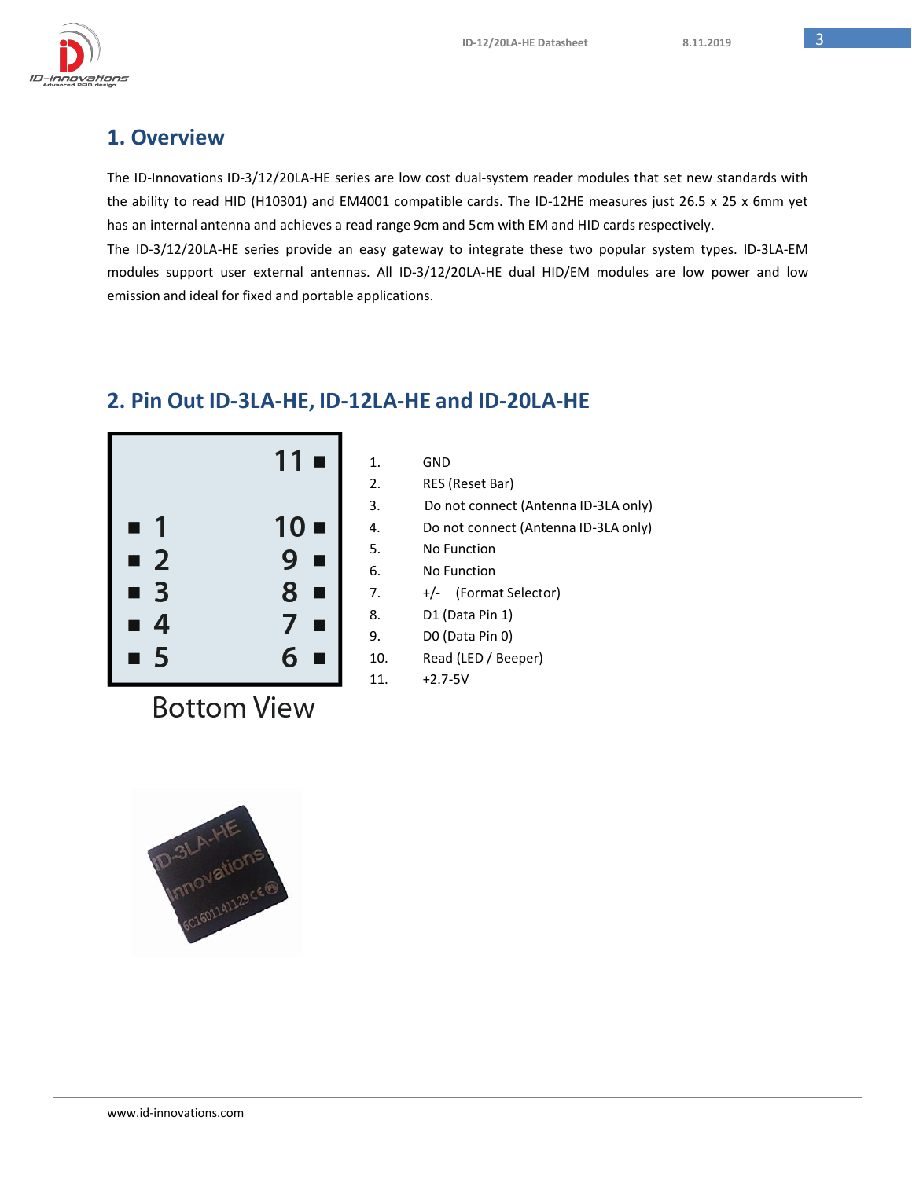## 1. Overview

The ID-Innovations ID-3/12/20LA-HE series are low cost dual-system reader modules that set new standards with the ability to read HID (H10301) and EM4001 compatible cards. The ID-12HE measures just 26.5 x 25 x 6mm yet has an internal antenna and achieves a read range 9cm and 5cm with EM and HID cards respectively.

The ID-3/12/20LA-HE series provide an easy gateway to integrate these two popular system types. ID-3LA-EM modules support user external antennas. All ID-3/12/20LA-HE dual HID/EM modules are low power and low emission and ideal for fixed and portable applications.

## 2. Pin Out ID-3LA-HE, ID-12LA-HE and ID-20LA-HE

Bottom View

1. GND
2. RES (Reset Bar)
3. Do not connect (Antenna ID-3LA only)
4. Do not connect (Antenna ID-3LA only)
5. No Function
6. No Function
7. +/- (Format Selector)
8. D1 (Data Pin 1)
9. D0 (Data Pin 0)
10. Read (LED / Beeper)
11. +2.7-5V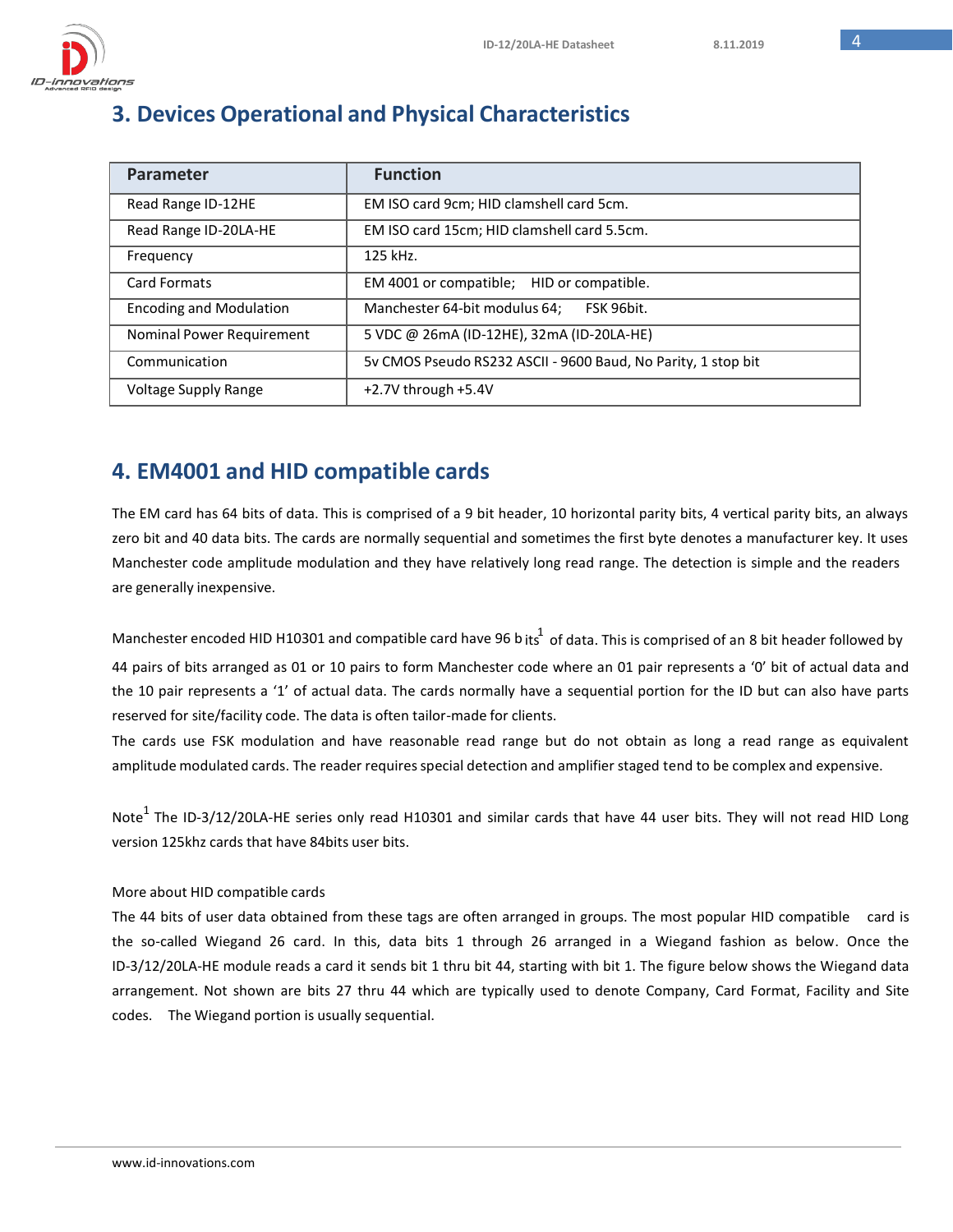## 3. Devices Operational and Physical Characteristics

| Parameter | Function |
|---|---|
| Read Range ID-12HE | EM ISO card 9cm; HID clamshell card 5cm. |
| Read Range ID-20LA-HE | EM ISO card 15cm; HID clamshell card 5.5cm. |
| Frequency | 125 kHz. |
| Card Formats | EM 4001 or compatible; HID or compatible. |
| Encoding and Modulation | Manchester 64-bit modulus 64; FSK 96bit. |
| Nominal Power Requirement | 5 VDC @ 26mA (ID-12HE), 32mA (ID-20LA-HE) |
| Communication | 5v CMOS Pseudo RS232 ASCII - 9600 Baud, No Parity, 1 stop bit |
| Voltage Supply Range | +2.7V through +5.4V |

## 4. EM4001 and HID compatible cards

The EM card has 64 bits of data. This is comprised of a 9 bit header, 10 horizontal parity bits, 4 vertical parity bits, an always zero bit and 40 data bits. The cards are normally sequential and sometimes the first byte denotes a manufacturer key. It uses Manchester code amplitude modulation and they have relatively long read range. The detection is simple and the readers are generally inexpensive.

Manchester encoded HID H10301 and compatible card have 96 bits[1] of data. This is comprised of an 8 bit header followed by 44 pairs of bits arranged as 01 or 10 pairs to form Manchester code where an 01 pair represents a '0' bit of actual data and the 10 pair represents a '1' of actual data. The cards normally have a sequential portion for the ID but can also have parts reserved for site/facility code. The data is often tailor-made for clients.
The cards use FSK modulation and have reasonable read range but do not obtain as long a read range as equivalent amplitude modulated cards. The reader requires special detection and amplifier staged tend to be complex and expensive.

Note[1] The ID-3/12/20LA-HE series only read H10301 and similar cards that have 44 user bits. They will not read HID Long version 125khz cards that have 84bits user bits.

More about HID compatible cards
The 44 bits of user data obtained from these tags are often arranged in groups. The most popular HID compatible card is the so-called Wiegand 26 card. In this, data bits 1 through 26 arranged in a Wiegand fashion as below. Once the ID-3/12/20LA-HE module reads a card it sends bit 1 thru bit 44, starting with bit 1. The figure below shows the Wiegand data arrangement. Not shown are bits 27 thru 44 which are typically used to denote Company, Card Format, Facility and Site codes. The Wiegand portion is usually sequential.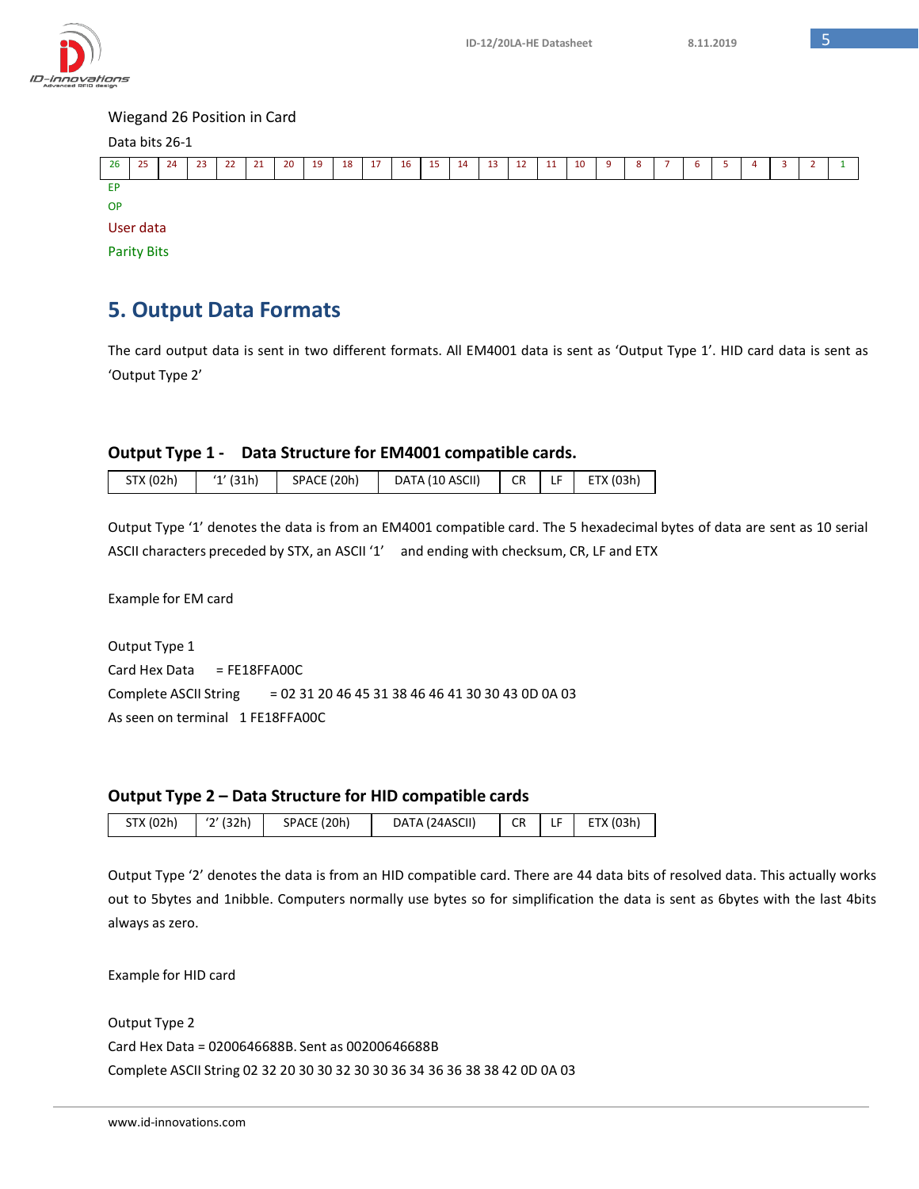Wiegand 26 Position in Card

Data bits 26-1

| 26 | 25 | 24 | 23 | 22 | 21 | 20 | 19 | 18 | 17 | 16 | 15 | 14 | 13 | 12 | 11 | 10 | 9 | 8 | 7 | 6 | 5 | 4 | 3 | 2 | 1 |
|---|---|---|---|---|---|---|---|---|---|---|---|---|---|---|---|---|---|---|---|---|---|---|---|---|---|

EP

OP

User data

Parity Bits

# 5. Output Data Formats

The card output data is sent in two different formats. All EM4001 data is sent as 'Output Type 1'. HID card data is sent as 'Output Type 2'

### Output Type 1 - Data Structure for EM4001 compatible cards.

| STX (02h) | '1' (31h) | SPACE (20h) | DATA (10 ASCII) | CR | LF | ETX (03h) |
|---|---|---|---|---|---|---|

Output Type '1' denotes the data is from an EM4001 compatible card. The 5 hexadecimal bytes of data are sent as 10 serial ASCII characters preceded by STX, an ASCII '1' and ending with checksum, CR, LF and ETX

Example for EM card

Output Type 1

Card Hex Data = FE18FFA00C

Complete ASCII String = 02 31 20 46 45 31 38 46 46 41 30 30 43 0D 0A 03

As seen on terminal 1 FE18FFA00C

### Output Type 2 – Data Structure for HID compatible cards

| STX (02h) | '2' (32h) | SPACE (20h) | DATA (24ASCII) | CR | LF | ETX (03h) |
|---|---|---|---|---|---|---|

Output Type '2' denotes the data is from an HID compatible card. There are 44 data bits of resolved data. This actually works out to 5bytes and 1nibble. Computers normally use bytes so for simplification the data is sent as 6bytes with the last 4bits always as zero.

Example for HID card

Output Type 2

Card Hex Data = 0200646688B. Sent as 00200646688B

Complete ASCII String 02 32 20 30 30 32 30 30 36 34 36 36 38 38 42 0D 0A 03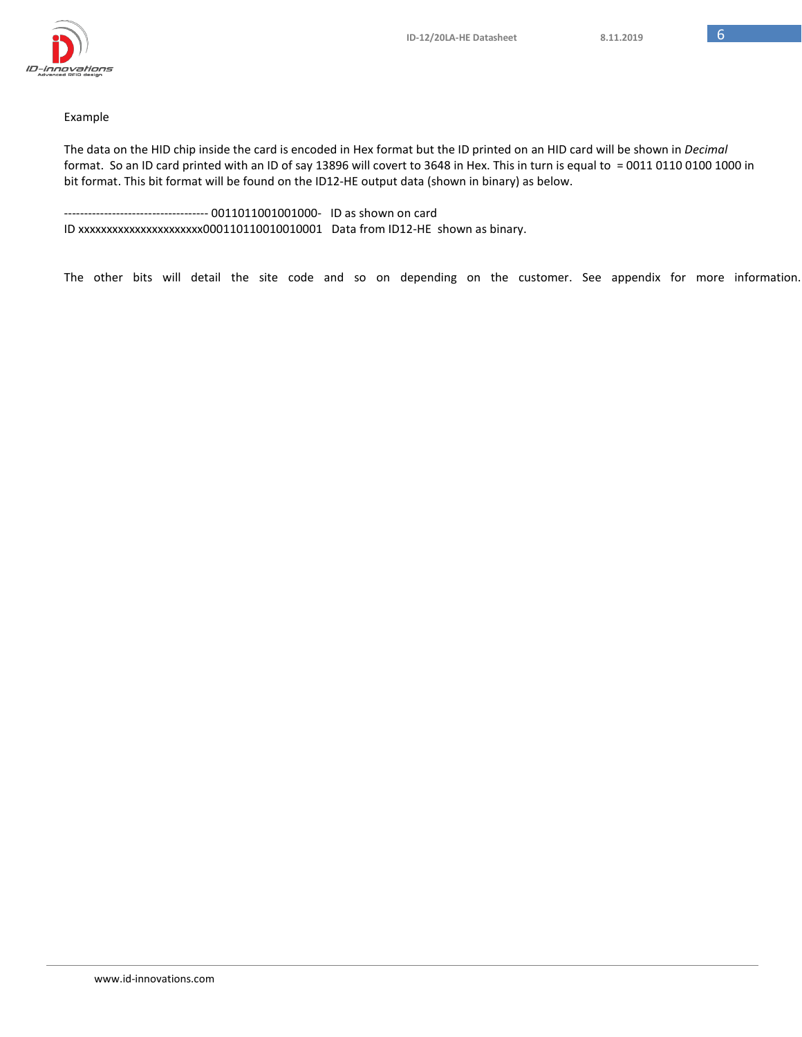Example

The data on the HID chip inside the card is encoded in Hex format but the ID printed on an HID card will be shown in *Decimal* format. So an ID card printed with an ID of say 13896 will covert to 3648 in Hex. This in turn is equal to = 0011 0110 0100 1000 in bit format. This bit format will be found on the ID12-HE output data (shown in binary) as below.

```
----------------------------------- 0011011001001000-   ID as shown on card
ID xxxxxxxxxxxxxxxxxxxxxx000110110010010001   Data from ID12-HE  shown as binary.
```

The other bits will detail the site code and so on depending on the customer. See appendix for more information.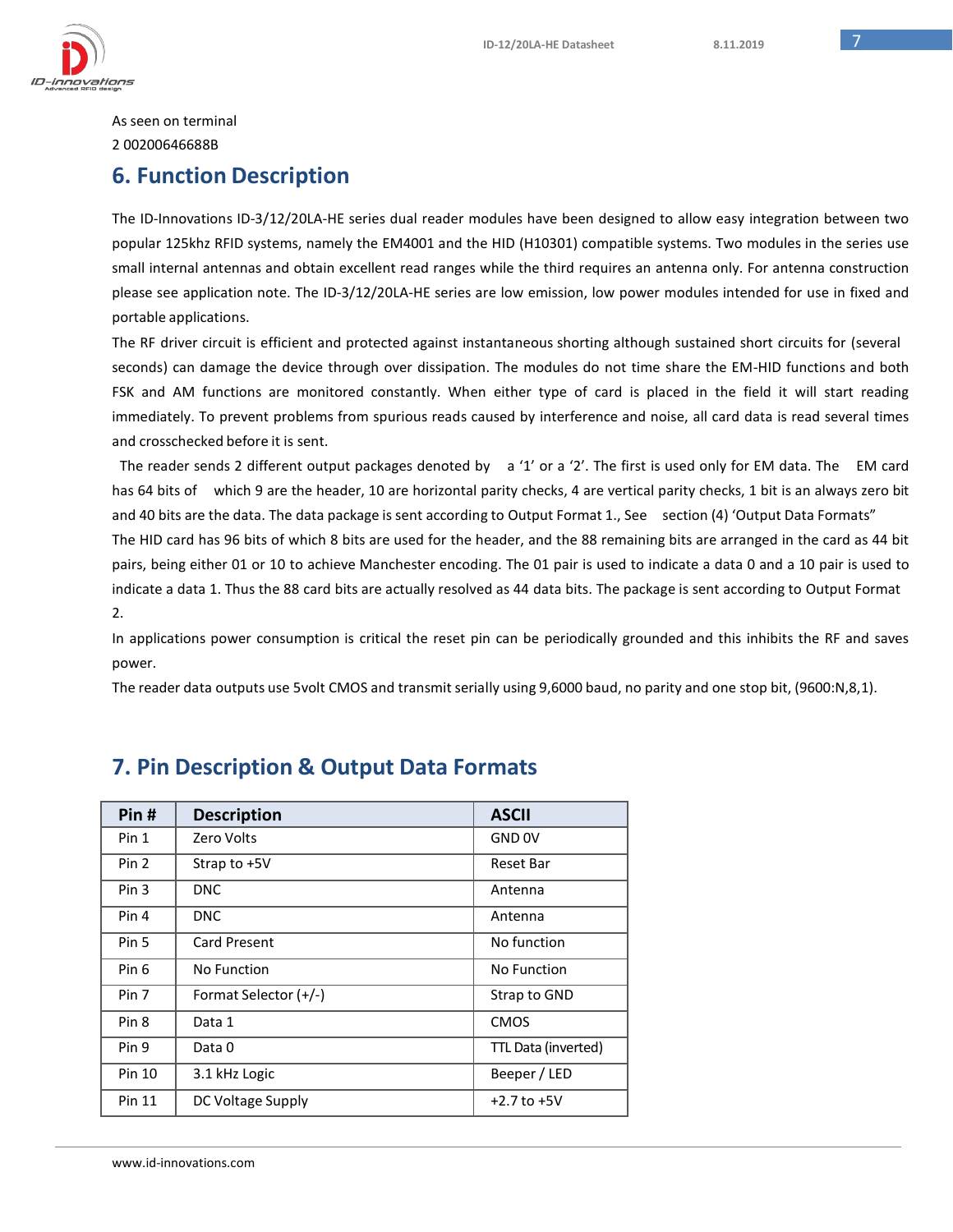As seen on terminal
2 00200646688B

## 6. Function Description

The ID-Innovations ID-3/12/20LA-HE series dual reader modules have been designed to allow easy integration between two popular 125khz RFID systems, namely the EM4001 and the HID (H10301) compatible systems. Two modules in the series use small internal antennas and obtain excellent read ranges while the third requires an antenna only. For antenna construction please see application note. The ID-3/12/20LA-HE series are low emission, low power modules intended for use in fixed and portable applications.

The RF driver circuit is efficient and protected against instantaneous shorting although sustained short circuits for (several seconds) can damage the device through over dissipation. The modules do not time share the EM-HID functions and both FSK and AM functions are monitored constantly. When either type of card is placed in the field it will start reading immediately. To prevent problems from spurious reads caused by interference and noise, all card data is read several times and crosschecked before it is sent.

The reader sends 2 different output packages denoted by a '1' or a '2'. The first is used only for EM data. The EM card has 64 bits of which 9 are the header, 10 are horizontal parity checks, 4 are vertical parity checks, 1 bit is an always zero bit and 40 bits are the data. The data package is sent according to Output Format 1., See section (4) 'Output Data Formats"

The HID card has 96 bits of which 8 bits are used for the header, and the 88 remaining bits are arranged in the card as 44 bit pairs, being either 01 or 10 to achieve Manchester encoding. The 01 pair is used to indicate a data 0 and a 10 pair is used to indicate a data 1. Thus the 88 card bits are actually resolved as 44 data bits. The package is sent according to Output Format 2.

In applications power consumption is critical the reset pin can be periodically grounded and this inhibits the RF and saves power.

The reader data outputs use 5volt CMOS and transmit serially using 9,6000 baud, no parity and one stop bit, (9600:N,8,1).

## 7. Pin Description & Output Data Formats

| Pin # | Description | ASCII |
|---|---|---|
| Pin 1 | Zero Volts | GND 0V |
| Pin 2 | Strap to +5V | Reset Bar |
| Pin 3 | DNC | Antenna |
| Pin 4 | DNC | Antenna |
| Pin 5 | Card Present | No function |
| Pin 6 | No Function | No Function |
| Pin 7 | Format Selector (+/-) | Strap to GND |
| Pin 8 | Data 1 | CMOS |
| Pin 9 | Data 0 | TTL Data (inverted) |
| Pin 10 | 3.1 kHz Logic | Beeper / LED |
| Pin 11 | DC Voltage Supply | +2.7 to +5V |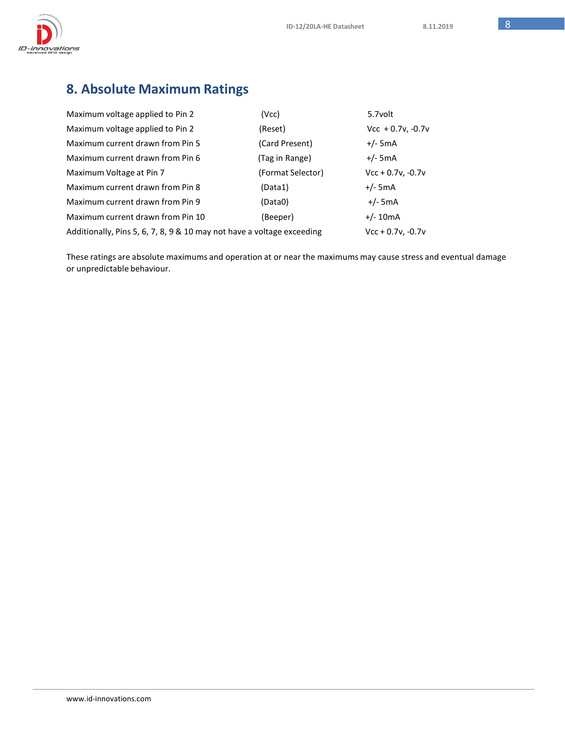## 8. Absolute Maximum Ratings

| | | |
|---|---|---|
| Maximum voltage applied to Pin 2 | (Vcc) | 5.7volt |
| Maximum voltage applied to Pin 2 | (Reset) | Vcc + 0.7v, -0.7v |
| Maximum current drawn from Pin 5 | (Card Present) | +/- 5mA |
| Maximum current drawn from Pin 6 | (Tag in Range) | +/- 5mA |
| Maximum Voltage at Pin 7 | (Format Selector) | Vcc + 0.7v, -0.7v |
| Maximum current drawn from Pin 8 | (Data1) | +/- 5mA |
| Maximum current drawn from Pin 9 | (Data0) | +/- 5mA |
| Maximum current drawn from Pin 10 | (Beeper) | +/- 10mA |
| Additionally, Pins 5, 6, 7, 8, 9 & 10 may not have a voltage exceeding | | Vcc + 0.7v, -0.7v |

These ratings are absolute maximums and operation at or near the maximums may cause stress and eventual damage or unpredictable behaviour.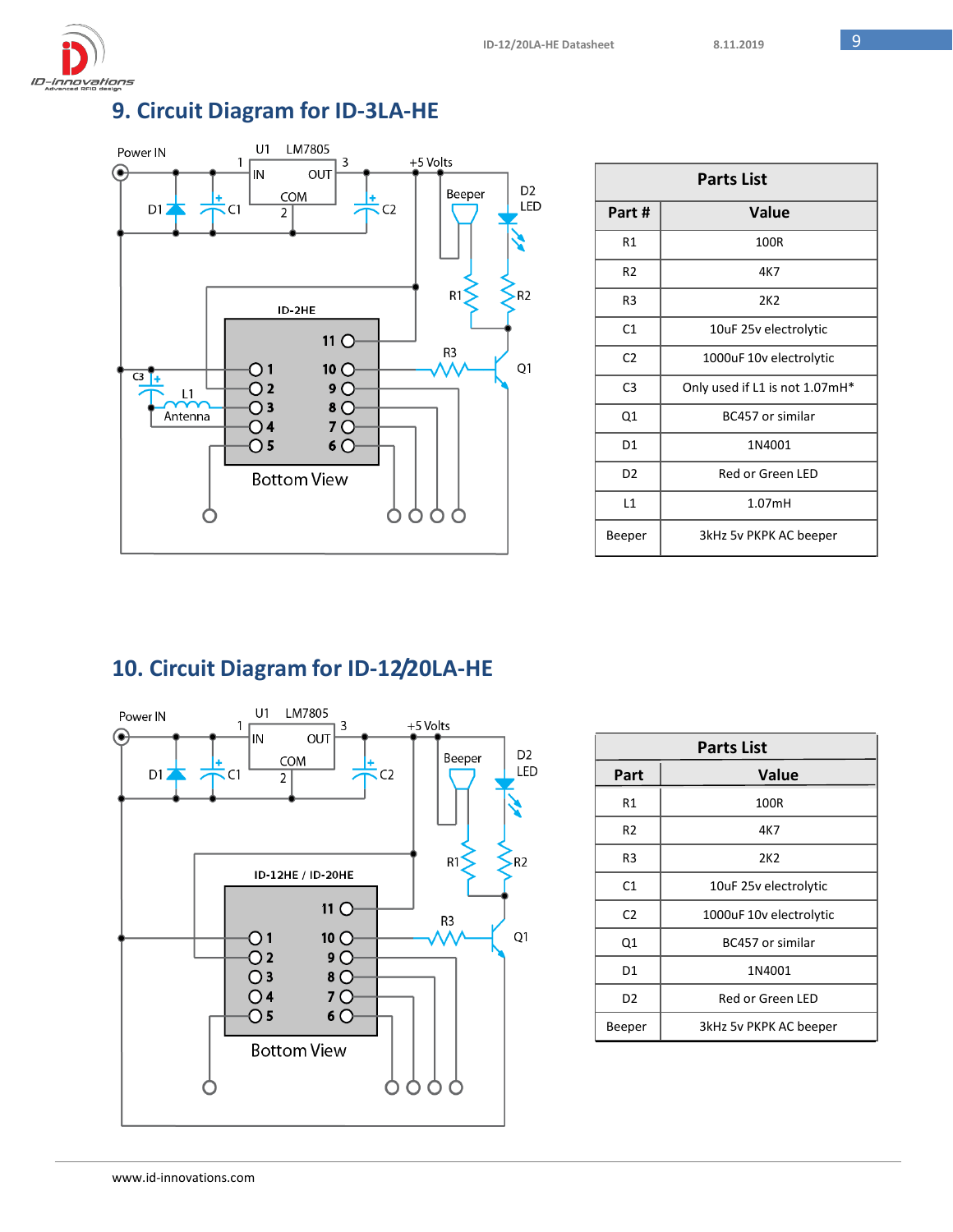## 9. Circuit Diagram for ID-3LA-HE

| Parts List | |
|---|---|
| **Part #** | **Value** |
| R1 | 100R |
| R2 | 4K7 |
| R3 | 2K2 |
| C1 | 10uF 25v electrolytic |
| C2 | 1000uF 10v electrolytic |
| C3 | Only used if L1 is not 1.07mH* |
| Q1 | BC457 or similar |
| D1 | 1N4001 |
| D2 | Red or Green LED |
| L1 | 1.07mH |
| Beeper | 3kHz 5v PKPK AC beeper |

## 10. Circuit Diagram for ID-12/20LA-HE

| Parts List | |
|---|---|
| **Part** | **Value** |
| R1 | 100R |
| R2 | 4K7 |
| R3 | 2K2 |
| C1 | 10uF 25v electrolytic |
| C2 | 1000uF 10v electrolytic |
| Q1 | BC457 or similar |
| D1 | 1N4001 |
| D2 | Red or Green LED |
| Beeper | 3kHz 5v PKPK AC beeper |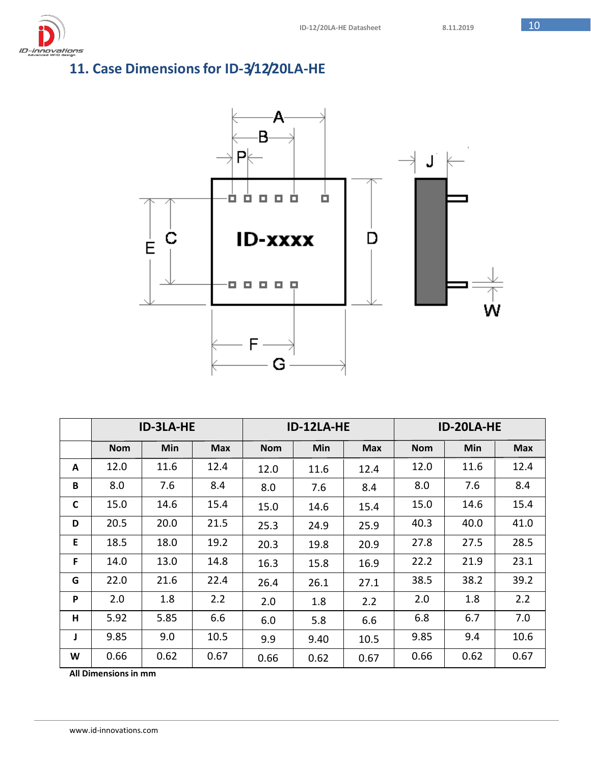# 11. Case Dimensions for ID-3/12/20LA-HE

| | ID-3LA-HE | | | ID-12LA-HE | | | ID-20LA-HE | | |
|---|---|---|---|---|---|---|---|---|---|
| | Nom | Min | Max | Nom | Min | Max | Nom | Min | Max |
| A | 12.0 | 11.6 | 12.4 | 12.0 | 11.6 | 12.4 | 12.0 | 11.6 | 12.4 |
| B | 8.0 | 7.6 | 8.4 | 8.0 | 7.6 | 8.4 | 8.0 | 7.6 | 8.4 |
| C | 15.0 | 14.6 | 15.4 | 15.0 | 14.6 | 15.4 | 15.0 | 14.6 | 15.4 |
| D | 20.5 | 20.0 | 21.5 | 25.3 | 24.9 | 25.9 | 40.3 | 40.0 | 41.0 |
| E | 18.5 | 18.0 | 19.2 | 20.3 | 19.8 | 20.9 | 27.8 | 27.5 | 28.5 |
| F | 14.0 | 13.0 | 14.8 | 16.3 | 15.8 | 16.9 | 22.2 | 21.9 | 23.1 |
| G | 22.0 | 21.6 | 22.4 | 26.4 | 26.1 | 27.1 | 38.5 | 38.2 | 39.2 |
| P | 2.0 | 1.8 | 2.2 | 2.0 | 1.8 | 2.2 | 2.0 | 1.8 | 2.2 |
| H | 5.92 | 5.85 | 6.6 | 6.0 | 5.8 | 6.6 | 6.8 | 6.7 | 7.0 |
| J | 9.85 | 9.0 | 10.5 | 9.9 | 9.40 | 10.5 | 9.85 | 9.4 | 10.6 |
| W | 0.66 | 0.62 | 0.67 | 0.66 | 0.62 | 0.67 | 0.66 | 0.62 | 0.67 |

**All Dimensions in mm**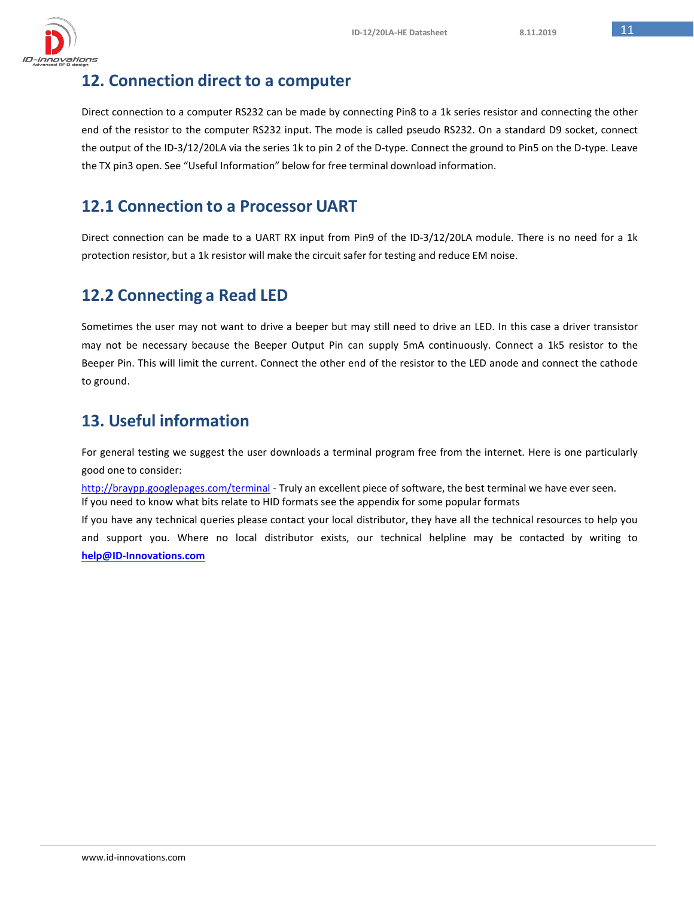## 12. Connection direct to a computer

Direct connection to a computer RS232 can be made by connecting Pin8 to a 1k series resistor and connecting the other end of the resistor to the computer RS232 input. The mode is called pseudo RS232. On a standard D9 socket, connect the output of the ID-3/12/20LA via the series 1k to pin 2 of the D-type. Connect the ground to Pin5 on the D-type. Leave the TX pin3 open. See “Useful Information” below for free terminal download information.

### 12.1 Connection to a Processor UART

Direct connection can be made to a UART RX input from Pin9 of the ID-3/12/20LA module. There is no need for a 1k protection resistor, but a 1k resistor will make the circuit safer for testing and reduce EM noise.

### 12.2 Connecting a Read LED

Sometimes the user may not want to drive a beeper but may still need to drive an LED. In this case a driver transistor may not be necessary because the Beeper Output Pin can supply 5mA continuously. Connect a 1k5 resistor to the Beeper Pin. This will limit the current. Connect the other end of the resistor to the LED anode and connect the cathode to ground.

## 13. Useful information

For general testing we suggest the user downloads a terminal program free from the internet. Here is one particularly good one to consider:

[http://braypp.googlepages.com/terminal](http://braypp.googlepages.com/terminal) - Truly an excellent piece of software, the best terminal we have ever seen.
If you need to know what bits relate to HID formats see the appendix for some popular formats
If you have any technical queries please contact your local distributor, they have all the technical resources to help you and support you. Where no local distributor exists, our technical helpline may be contacted by writing to **help@ID-Innovations.com**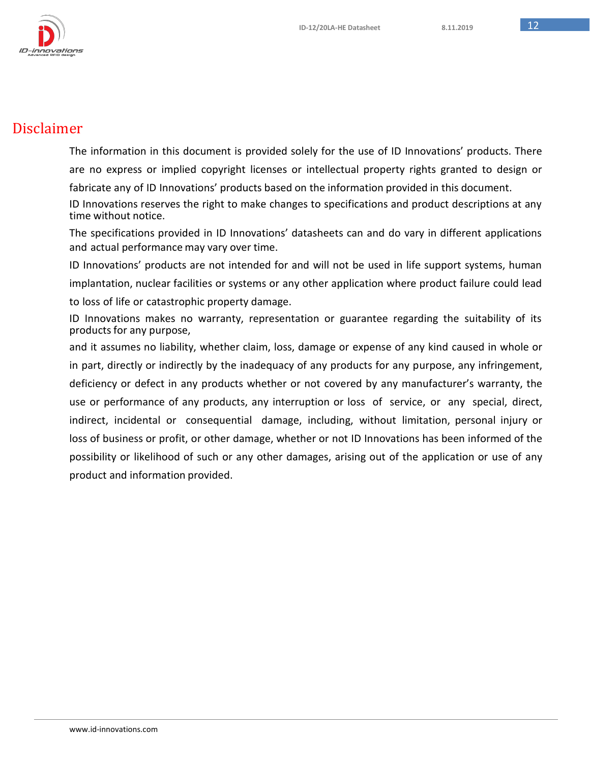# Disclaimer

The information in this document is provided solely for the use of ID Innovations' products. There are no express or implied copyright licenses or intellectual property rights granted to design or fabricate any of ID Innovations' products based on the information provided in this document.

ID Innovations reserves the right to make changes to specifications and product descriptions at any time without notice.

The specifications provided in ID Innovations' datasheets can and do vary in different applications and actual performance may vary over time.

ID Innovations' products are not intended for and will not be used in life support systems, human implantation, nuclear facilities or systems or any other application where product failure could lead to loss of life or catastrophic property damage.

ID Innovations makes no warranty, representation or guarantee regarding the suitability of its products for any purpose,

and it assumes no liability, whether claim, loss, damage or expense of any kind caused in whole or in part, directly or indirectly by the inadequacy of any products for any purpose, any infringement, deficiency or defect in any products whether or not covered by any manufacturer's warranty, the use or performance of any products, any interruption or loss of service, or any special, direct, indirect, incidental or consequential damage, including, without limitation, personal injury or loss of business or profit, or other damage, whether or not ID Innovations has been informed of the possibility or likelihood of such or any other damages, arising out of the application or use of any product and information provided.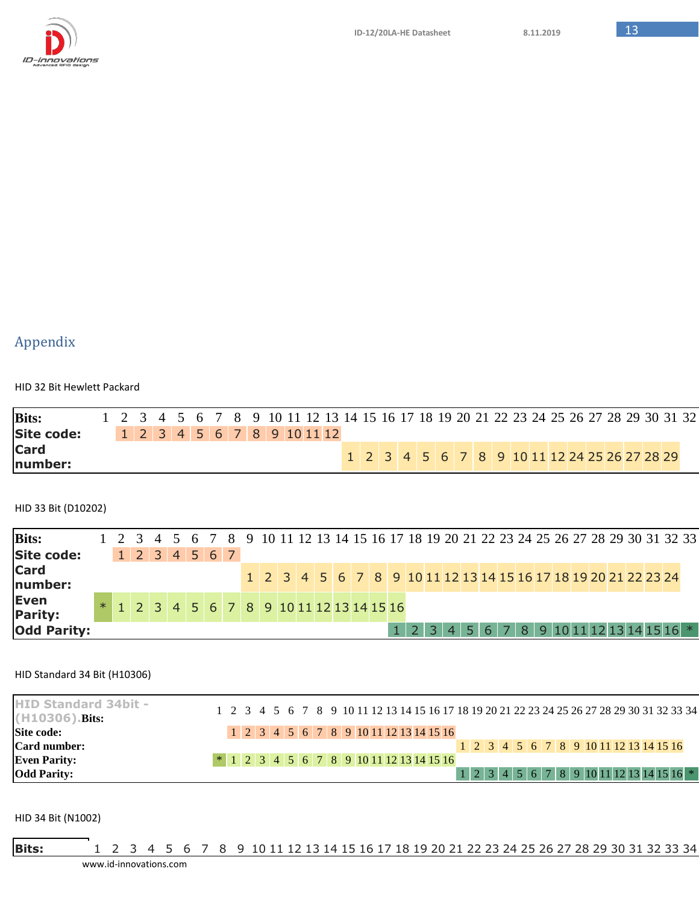## Appendix

HID 32 Bit Hewlett Packard

| **Bits:** | 1 | 2 | 3 | 4 | 5 | 6 | 7 | 8 | 9 | 10 | 11 | 12 | 13 | 14 | 15 | 16 | 17 | 18 | 19 | 20 | 21 | 22 | 23 | 24 | 25 | 26 | 27 | 28 | 29 | 30 | 31 | 32 |
|---|---|---|---|---|---|---|---|---|---|---|---|---|---|---|---|---|---|---|---|---|---|---|---|---|---|---|---|---|---|---|---|---|
| **Site code:** | | 1 | 2 | 3 | 4 | 5 | 6 | 7 | 8 | 9 | 10 | 11 | 12 | | | | | | | | | | | | | | | | | | | |
| **Card number:** | | | | | | | | | | | | | | 1 | 2 | 3 | 4 | 5 | 6 | 7 | 8 | 9 | 10 | 11 | 12 | 24 | 25 | 26 | 27 | 28 | 29 | |

HID 33 Bit (D10202)

| **Bits:** | 1 | 2 | 3 | 4 | 5 | 6 | 7 | 8 | 9 | 10 | 11 | 12 | 13 | 14 | 15 | 16 | 17 | 18 | 19 | 20 | 21 | 22 | 23 | 24 | 25 | 26 | 27 | 28 | 29 | 30 | 31 | 32 | 33 |
|---|---|---|---|---|---|---|---|---|---|---|---|---|---|---|---|---|---|---|---|---|---|---|---|---|---|---|---|---|---|---|---|---|---|
| **Site code:** | | 1 | 2 | 3 | 4 | 5 | 6 | 7 | | | | | | | | | | | | | | | | | | | | | | | | | |
| **Card number:** | | | | | | | | | 1 | 2 | 3 | 4 | 5 | 6 | 7 | 8 | 9 | 10 | 11 | 12 | 13 | 14 | 15 | 16 | 17 | 18 | 19 | 20 | 21 | 22 | 23 | 24 | |
| **Even Parity:** | * | 1 | 2 | 3 | 4 | 5 | 6 | 7 | 8 | 9 | 10 | 11 | 12 | 13 | 14 | 15 | 16 | | | | | | | | | | | | | | | | |
| **Odd Parity:** | | | | | | | | | | | | | | | | | 1 | 2 | 3 | 4 | 5 | 6 | 7 | 8 | 9 | 10 | 11 | 12 | 13 | 14 | 15 | 16 | * |

HID Standard 34 Bit (H10306)

| HID Standard 34bit - (H10306). **Bits:** | 1 | 2 | 3 | 4 | 5 | 6 | 7 | 8 | 9 | 10 | 11 | 12 | 13 | 14 | 15 | 16 | 17 | 18 | 19 | 20 | 21 | 22 | 23 | 24 | 25 | 26 | 27 | 28 | 29 | 30 | 31 | 32 | 33 | 34 |
|---|---|---|---|---|---|---|---|---|---|---|---|---|---|---|---|---|---|---|---|---|---|---|---|---|---|---|---|---|---|---|---|---|---|---|
| **Site code:** | | 1 | 2 | 3 | 4 | 5 | 6 | 7 | 8 | 9 | 10 | 11 | 12 | 13 | 14 | 15 | 16 | | | | | | | | | | | | | | | | | |
| **Card number:** | | | | | | | | | | | | | | | | | | 1 | 2 | 3 | 4 | 5 | 6 | 7 | 8 | 9 | 10 | 11 | 12 | 13 | 14 | 15 | 16 | |
| **Even Parity:** | * | 1 | 2 | 3 | 4 | 5 | 6 | 7 | 8 | 9 | 10 | 11 | 12 | 13 | 14 | 15 | 16 | | | | | | | | | | | | | | | | | |
| **Odd Parity:** | | | | | | | | | | | | | | | | | | 1 | 2 | 3 | 4 | 5 | 6 | 7 | 8 | 9 | 10 | 11 | 12 | 13 | 14 | 15 | 16 | * |

HID 34 Bit (N1002)

| **Bits:** | 1 | 2 | 3 | 4 | 5 | 6 | 7 | 8 | 9 | 10 | 11 | 12 | 13 | 14 | 15 | 16 | 17 | 18 | 19 | 20 | 21 | 22 | 23 | 24 | 25 | 26 | 27 | 28 | 29 | 30 | 31 | 32 | 33 | 34 |
|---|---|---|---|---|---|---|---|---|---|---|---|---|---|---|---|---|---|---|---|---|---|---|---|---|---|---|---|---|---|---|---|---|---|---|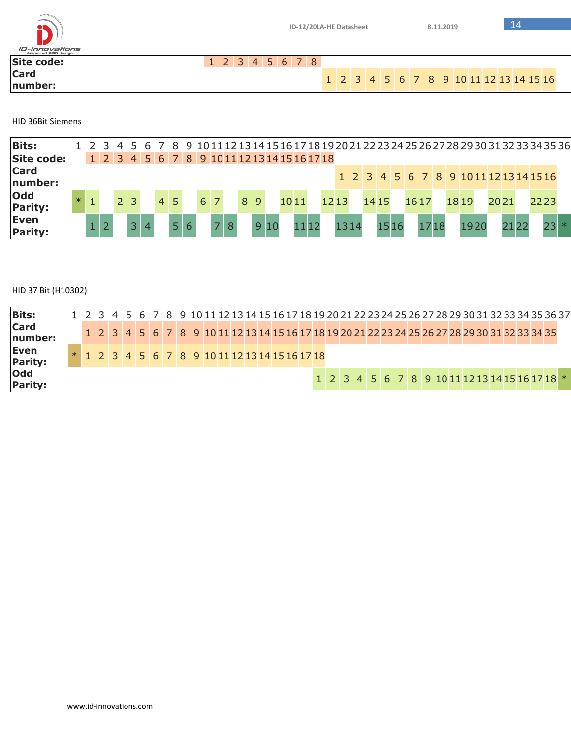| | | | | | | | | | | | | | | | | | | | | | | | | |
|---|---|---|---|---|---|---|---|---|---|---|---|---|---|---|---|---|---|---|---|---|---|---|---|---|
| **Site code:** | 1 | 2 | 3 | 4 | 5 | 6 | 7 | 8 | | | | | | | | | | | | | | | | |
| **Card number:** | | | | | | | | | 1 | 2 | 3 | 4 | 5 | 6 | 7 | 8 | 9 | 10 | 11 | 12 | 13 | 14 | 15 | 16 |

HID 36Bit Siemens

| **Bits:** | 1 | 2 | 3 | 4 | 5 | 6 | 7 | 8 | 9 | 10 | 11 | 12 | 13 | 14 | 15 | 16 | 17 | 18 | 19 | 20 | 21 | 22 | 23 | 24 | 25 | 26 | 27 | 28 | 29 | 30 | 31 | 32 | 33 | 34 | 35 | 36 |
|---|---|---|---|---|---|---|---|---|---|---|---|---|---|---|---|---|---|---|---|---|---|---|---|---|---|---|---|---|---|---|---|---|---|---|---|---|
| **Site code:** | | 1 | 2 | 3 | 4 | 5 | 6 | 7 | 8 | 9 | 10 | 11 | 12 | 13 | 14 | 15 | 16 | 17 | 18 | | | | | | | | | | | | | | | | | |
| **Card number:** | | | | | | | | | | | | | | | | | | | | 1 | 2 | 3 | 4 | 5 | 6 | 7 | 8 | 9 | 10 | 11 | 12 | 13 | 14 | 15 | 16 | |
| **Odd Parity:** | * | 1 | | 2 | 3 | | 4 | 5 | | 6 | 7 | | 8 | 9 | | 10 | 11 | | 12 | 13 | | 14 | 15 | | 16 | 17 | | 18 | 19 | | 20 | 21 | | 22 | 23 | |
| **Even Parity:** | | 1 | 2 | | 3 | 4 | | 5 | 6 | | 7 | 8 | | 9 | 10 | | 11 | 12 | | 13 | 14 | | 15 | 16 | | 17 | 18 | | 19 | 20 | | 21 | 22 | | 23 | * |

HID 37 Bit (H10302)

| **Bits:** | 1 | 2 | 3 | 4 | 5 | 6 | 7 | 8 | 9 | 10 | 11 | 12 | 13 | 14 | 15 | 16 | 17 | 18 | 19 | 20 | 21 | 22 | 23 | 24 | 25 | 26 | 27 | 28 | 29 | 30 | 31 | 32 | 33 | 34 | 35 | 36 | 37 |
|---|---|---|---|---|---|---|---|---|---|---|---|---|---|---|---|---|---|---|---|---|---|---|---|---|---|---|---|---|---|---|---|---|---|---|---|---|---|
| **Card number:** | | 1 | 2 | 3 | 4 | 5 | 6 | 7 | 8 | 9 | 10 | 11 | 12 | 13 | 14 | 15 | 16 | 17 | 18 | 19 | 20 | 21 | 22 | 23 | 24 | 25 | 26 | 27 | 28 | 29 | 30 | 31 | 32 | 33 | 34 | 35 | |
| **Even Parity:** | * | 1 | 2 | 3 | 4 | 5 | 6 | 7 | 8 | 9 | 10 | 11 | 12 | 13 | 14 | 15 | 16 | 17 | 18 | | | | | | | | | | | | | | | | | | |
| **Odd Parity:** | | | | | | | | | | | | | | | | | | | 1 | 2 | 3 | 4 | 5 | 6 | 7 | 8 | 9 | 10 | 11 | 12 | 13 | 14 | 15 | 16 | 17 | 18 | * |